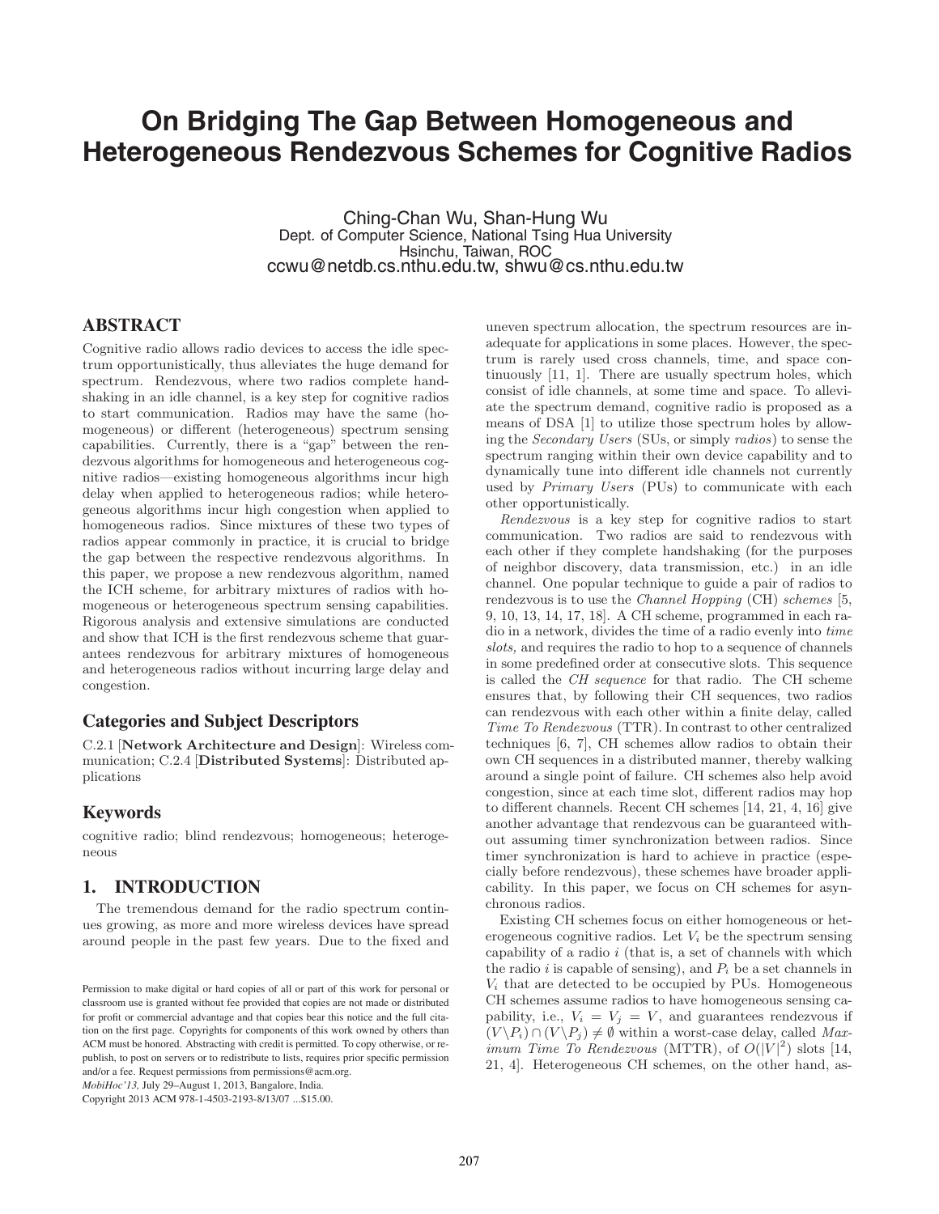# On Bridging The Gap Between Homogeneous and Heterogeneous Rendezvous Schemes for Cognitive Radios

Ching-Chan Wu, Shan-Hung Wu
Dept. of Computer Science, National Tsing Hua University
Hsinchu, Taiwan, ROC
ccwu@netdb.cs.nthu.edu.tw, shwu@cs.nthu.edu.tw

## ABSTRACT

Cognitive radio allows radio devices to access the idle spectrum opportunistically, thus alleviates the huge demand for spectrum. Rendezvous, where two radios complete handshaking in an idle channel, is a key step for cognitive radios to start communication. Radios may have the same (homogeneous) or different (heterogeneous) spectrum sensing capabilities. Currently, there is a "gap" between the rendezvous algorithms for homogeneous and heterogeneous cognitive radios—existing homogeneous algorithms incur high delay when applied to heterogeneous radios; while heterogeneous algorithms incur high congestion when applied to homogeneous radios. Since mixtures of these two types of radios appear commonly in practice, it is crucial to bridge the gap between the respective rendezvous algorithms. In this paper, we propose a new rendezvous algorithm, named the ICH scheme, for arbitrary mixtures of radios with homogeneous or heterogeneous spectrum sensing capabilities. Rigorous analysis and extensive simulations are conducted and show that ICH is the first rendezvous scheme that guarantees rendezvous for arbitrary mixtures of homogeneous and heterogeneous radios without incurring large delay and congestion.

### Categories and Subject Descriptors

C.2.1 [**Network Architecture and Design**]: Wireless communication; C.2.4 [**Distributed Systems**]: Distributed applications

### Keywords

cognitive radio; blind rendezvous; homogeneous; heterogeneous

## 1. INTRODUCTION

The tremendous demand for the radio spectrum continues growing, as more and more wireless devices have spread around people in the past few years. Due to the fixed and uneven spectrum allocation, the spectrum resources are inadequate for applications in some places. However, the spectrum is rarely used cross channels, time, and space continuously [11, 1]. There are usually spectrum holes, which consist of idle channels, at some time and space. To alleviate the spectrum demand, cognitive radio is proposed as a means of DSA [1] to utilize those spectrum holes by allowing the *Secondary Users* (SUs, or simply *radios*) to sense the spectrum ranging within their own device capability and to dynamically tune into different idle channels not currently used by *Primary Users* (PUs) to communicate with each other opportunistically.

*Rendezvous* is a key step for cognitive radios to start communication. Two radios are said to rendezvous with each other if they complete handshaking (for the purposes of neighbor discovery, data transmission, etc.) in an idle channel. One popular technique to guide a pair of radios to rendezvous is to use the *Channel Hopping* (CH) *schemes* [5, 9, 10, 13, 14, 17, 18]. A CH scheme, programmed in each radio in a network, divides the time of a radio evenly into *time slots,* and requires the radio to hop to a sequence of channels in some predefined order at consecutive slots. This sequence is called the *CH sequence* for that radio. The CH scheme ensures that, by following their CH sequences, two radios can rendezvous with each other within a finite delay, called *Time To Rendezvous* (TTR). In contrast to other centralized techniques [6, 7], CH schemes allow radios to obtain their own CH sequences in a distributed manner, thereby walking around a single point of failure. CH schemes also help avoid congestion, since at each time slot, different radios may hop to different channels. Recent CH schemes [14, 21, 4, 16] give another advantage that rendezvous can be guaranteed without assuming timer synchronization between radios. Since timer synchronization is hard to achieve in practice (especially before rendezvous), these schemes have broader applicability. In this paper, we focus on CH schemes for asynchronous radios.

Existing CH schemes focus on either homogeneous or heterogeneous cognitive radios. Let $V_i$ be the spectrum sensing capability of a radio $i$ (that is, a set of channels with which the radio $i$ is capable of sensing), and $P_i$ be a set channels in $V_i$ that are detected to be occupied by PUs. Homogeneous CH schemes assume radios to have homogeneous sensing capability, i.e., $V_i = V_j = V$, and guarantees rendezvous if $(V \backslash P_i) \cap (V \backslash P_j) \neq \emptyset$ within a worst-case delay, called *Maximum Time To Rendezvous* (MTTR), of $O(|V|^2)$ slots [14, 21, 4]. Heterogeneous CH schemes, on the other hand, as-

Permission to make digital or hard copies of all or part of this work for personal or classroom use is granted without fee provided that copies are not made or distributed for profit or commercial advantage and that copies bear this notice and the full citation on the first page. Copyrights for components of this work owned by others than ACM must be honored. Abstracting with credit is permitted. To copy otherwise, or republish, to post on servers or to redistribute to lists, requires prior specific permission and/or a fee. Request permissions from permissions@acm.org.
*MobiHoc'13,* July 29–August 1, 2013, Bangalore, India.
Copyright 2013 ACM 978-1-4503-2193-8/13/07 ...$15.00.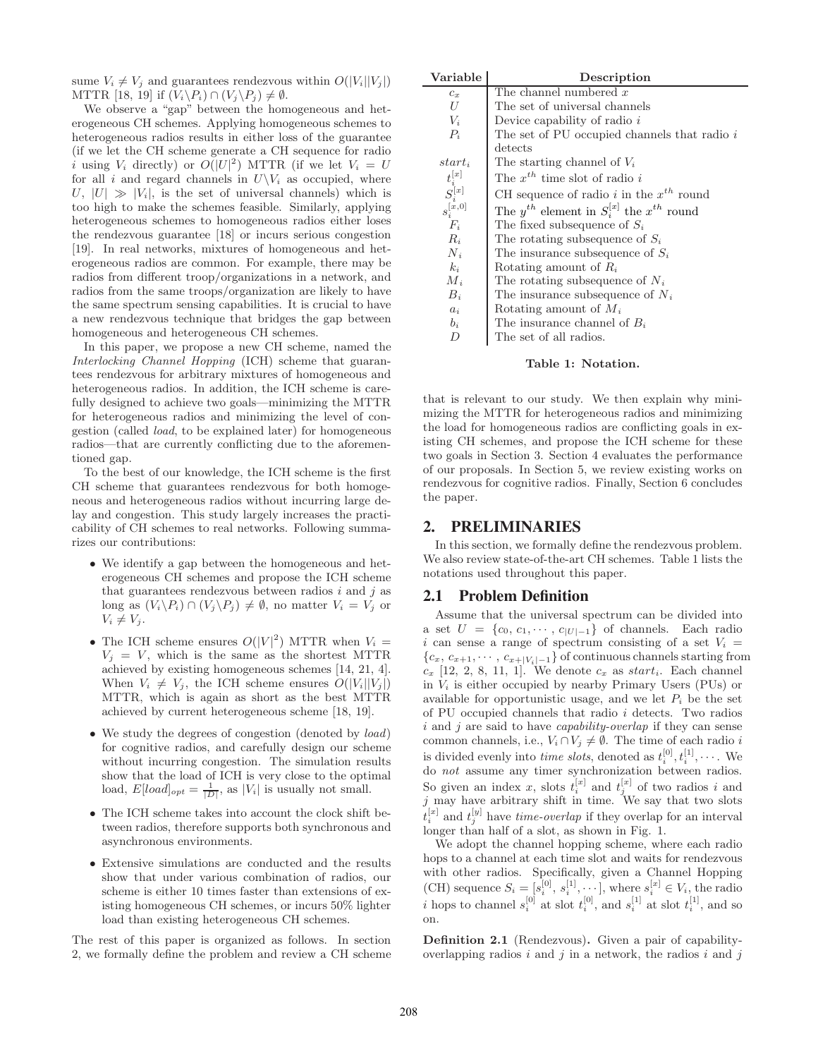sume $V_i \neq V_j$ and guarantees rendezvous within $O(|V_i||V_j|)$ MTTR [18, 19] if $(V_i \backslash P_i) \cap (V_j \backslash P_j) \neq \emptyset$.

We observe a "gap" between the homogeneous and heterogeneous CH schemes. Applying homogeneous schemes to heterogeneous radios results in either loss of the guarantee (if we let the CH scheme generate a CH sequence for radio $i$ using $V_i$ directly) or $O(|U|^2)$ MTTR (if we let $V_i = U$ for all $i$ and regard channels in $U \backslash V_i$ as occupied, where $U$, $|U| \gg |V_i|$, is the set of universal channels) which is too high to make the schemes feasible. Similarly, applying heterogeneous schemes to homogeneous radios either loses the rendezvous guarantee [18] or incurs serious congestion [19]. In real networks, mixtures of homogeneous and heterogeneous radios are common. For example, there may be radios from different troop/organizations in a network, and radios from the same troops/organization are likely to have the same spectrum sensing capabilities. It is crucial to have a new rendezvous technique that bridges the gap between homogeneous and heterogeneous CH schemes.

In this paper, we propose a new CH scheme, named the *Interlocking Channel Hopping* (ICH) scheme that guarantees rendezvous for arbitrary mixtures of homogeneous and heterogeneous radios. In addition, the ICH scheme is carefully designed to achieve two goals—minimizing the MTTR for heterogeneous radios and minimizing the level of congestion (called *load*, to be explained later) for homogeneous radios—that are currently conflicting due to the aforementioned gap.

To the best of our knowledge, the ICH scheme is the first CH scheme that guarantees rendezvous for both homogeneous and heterogeneous radios without incurring large delay and congestion. This study largely increases the practicability of CH schemes to real networks. Following summarizes our contributions:

- We identify a gap between the homogeneous and heterogeneous CH schemes and propose the ICH scheme that guarantees rendezvous between radios $i$ and $j$ as long as $(V_i \backslash P_i) \cap (V_j \backslash P_j) \neq \emptyset$, no matter $V_i = V_j$ or $V_i \neq V_j$.
- The ICH scheme ensures $O(|V|^2)$ MTTR when $V_i = V_j = V$, which is the same as the shortest MTTR achieved by existing homogeneous schemes [14, 21, 4]. When $V_i \neq V_j$, the ICH scheme ensures $O(|V_i||V_j|)$ MTTR, which is again as short as the best MTTR achieved by current heterogeneous scheme [18, 19].
- We study the degrees of congestion (denoted by *load*) for cognitive radios, and carefully design our scheme without incurring congestion. The simulation results show that the load of ICH is very close to the optimal load, $E[load]_{opt} = \frac{1}{|D|}$, as $|V_i|$ is usually not small.
- The ICH scheme takes into account the clock shift between radios, therefore supports both synchronous and asynchronous environments.
- Extensive simulations are conducted and the results show that under various combination of radios, our scheme is either 10 times faster than extensions of existing homogeneous CH schemes, or incurs 50% lighter load than existing heterogeneous CH schemes.

The rest of this paper is organized as follows. In section 2, we formally define the problem and review a CH scheme that is relevant to our study. We then explain why minimizing the MTTR for heterogeneous radios and minimizing the load for homogeneous radios are conflicting goals in existing CH schemes, and propose the ICH scheme for these two goals in Section 3. Section 4 evaluates the performance of our proposals. In Section 5, we review existing works on rendezvous for cognitive radios. Finally, Section 6 concludes the paper.

| Variable | Description |
|---|---|
| $c_x$ | The channel numbered $x$ |
| $U$ | The set of universal channels |
| $V_i$ | Device capability of radio $i$ |
| $P_i$ | The set of PU occupied channels that radio $i$ detects |
| $start_i$ | The starting channel of $V_i$ |
| $t_i^{[x]}$ | The $x^{th}$ time slot of radio $i$ |
| $S_i^{[x]}$ | CH sequence of radio $i$ in the $x^{th}$ round |
| $s_i^{[x,0]}$ | The $y^{th}$ element in $S_i^{[x]}$ the $x^{th}$ round |
| $F_i$ | The fixed subsequence of $S_i$ |
| $R_i$ | The rotating subsequence of $S_i$ |
| $N_i$ | The insurance subsequence of $S_i$ |
| $k_i$ | Rotating amount of $R_i$ |
| $M_i$ | The rotating subsequence of $N_i$ |
| $B_i$ | The insurance subsequence of $N_i$ |
| $a_i$ | Rotating amount of $M_i$ |
| $b_i$ | The insurance channel of $B_i$ |
| $D$ | The set of all radios. |

**Table 1: Notation.**

## 2. PRELIMINARIES

In this section, we formally define the rendezvous problem. We also review state-of-the-art CH schemes. Table 1 lists the notations used throughout this paper.

### 2.1 Problem Definition

Assume that the universal spectrum can be divided into a set $U = \{c_0, c_1, \cdots, c_{|U|-1}\}$ of channels. Each radio $i$ can sense a range of spectrum consisting of a set $V_i = \{c_x, c_{x+1}, \cdots, c_{x+|V_i|-1}\}$ of continuous channels starting from $c_x$ [12, 2, 8, 11, 1]. We denote $c_x$ as $start_i$. Each channel in $V_i$ is either occupied by nearby Primary Users (PUs) or available for opportunistic usage, and we let $P_i$ be the set of PU occupied channels that radio $i$ detects. Two radios $i$ and $j$ are said to have *capability-overlap* if they can sense common channels, i.e., $V_i \cap V_j \neq \emptyset$. The time of each radio $i$ is divided evenly into *time slots*, denoted as $t_i^{[0]}, t_i^{[1]}, \cdots$. We do *not* assume any timer synchronization between radios. So given an index $x$, slots $t_i^{[x]}$ and $t_j^{[x]}$ of two radios $i$ and $j$ may have arbitrary shift in time. We say that two slots $t_i^{[x]}$ and $t_j^{[y]}$ have *time-overlap* if they overlap for an interval longer than half of a slot, as shown in Fig. 1.

We adopt the channel hopping scheme, where each radio hops to a channel at each time slot and waits for rendezvous with other radios. Specifically, given a Channel Hopping (CH) sequence $S_i = [s_i^{[0]}, s_i^{[1]}, \cdots]$, where $s_i^{[x]} \in V_i$, the radio $i$ hops to channel $s_i^{[0]}$ at slot $t_i^{[0]}$, and $s_i^{[1]}$ at slot $t_i^{[1]}$, and so on.

**Definition 2.1** (Rendezvous)**.** Given a pair of capability-overlapping radios $i$ and $j$ in a network, the radios $i$ and $j$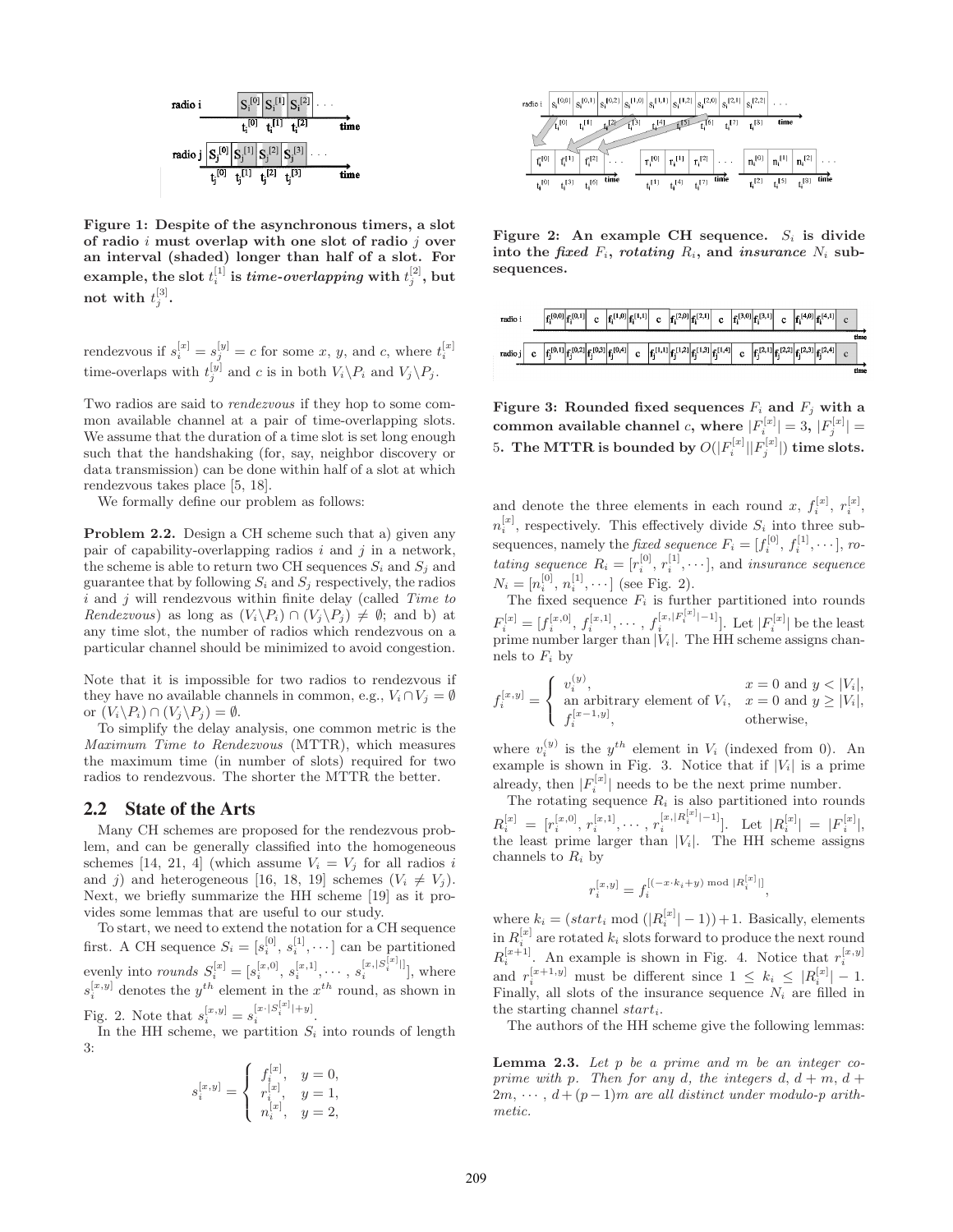**Figure 1: Despite of the asynchronous timers, a slot of radio $i$ must overlap with one slot of radio $j$ over an interval (shaded) longer than half of a slot. For example, the slot $t_i^{[1]}$ is *time-overlapping* with $t_j^{[2]}$, but not with $t_j^{[3]}$.**

rendezvous if $s_i^{[x]} = s_j^{[y]} = c$ for some $x$, $y$, and $c$, where $t_i^{[x]}$ time-overlaps with $t_j^{[y]}$ and $c$ is in both $V_i \backslash P_i$ and $V_j \backslash P_j$.

Two radios are said to *rendezvous* if they hop to some common available channel at a pair of time-overlapping slots. We assume that the duration of a time slot is set long enough such that the handshaking (for, say, neighbor discovery or data transmission) can be done within half of a slot at which rendezvous takes place [5, 18].

We formally define our problem as follows:

**Problem 2.2.** Design a CH scheme such that a) given any pair of capability-overlapping radios $i$ and $j$ in a network, the scheme is able to return two CH sequences $S_i$ and $S_j$ and guarantee that by following $S_i$ and $S_j$ respectively, the radios $i$ and $j$ will rendezvous within finite delay (called *Time to Rendezvous*) as long as $(V_i \backslash P_i) \cap (V_j \backslash P_j) \neq \emptyset$; and b) at any time slot, the number of radios which rendezvous on a particular channel should be minimized to avoid congestion.

Note that it is impossible for two radios to rendezvous if they have no available channels in common, e.g., $V_i \cap V_j = \emptyset$ or $(V_i \backslash P_i) \cap (V_j \backslash P_j) = \emptyset$.

To simplify the delay analysis, one common metric is the *Maximum Time to Rendezvous* (MTTR), which measures the maximum time (in number of slots) required for two radios to rendezvous. The shorter the MTTR the better.

## 2.2 State of the Arts

Many CH schemes are proposed for the rendezvous problem, and can be generally classified into the homogeneous schemes [14, 21, 4] (which assume $V_i = V_j$ for all radios $i$ and $j$) and heterogeneous [16, 18, 19] schemes ($V_i \neq V_j$). Next, we briefly summarize the HH scheme [19] as it provides some lemmas that are useful to our study.

To start, we need to extend the notation for a CH sequence first. A CH sequence $S_i = [s_i^{[0]}, s_i^{[1]}, \cdots]$ can be partitioned evenly into *rounds* $S_i^{[x]} = [s_i^{[x,0]}, s_i^{[x,1]}, \cdots, s_i^{[x,|S_i^{[x]}|]}]$, where $s_i^{[x,y]}$ denotes the $y^{th}$ element in the $x^{th}$ round, as shown in Fig. 2. Note that $s_i^{[x,y]} = s_i^{[x \cdot |S_i^{[x]}| + y]}$.

In the HH scheme, we partition $S_i$ into rounds of length 3:

$$s_i^{[x,y]} = \begin{cases} f_i^{[x]}, & y = 0, \\ r_i^{[x]}, & y = 1, \\ n_i^{[x]}, & y = 2, \end{cases}$$

**Figure 2: An example CH sequence. $S_i$ is divide into the *fixed* $F_i$, *rotating* $R_i$, and *insurance* $N_i$ subsequences.**

**Figure 3: Rounded fixed sequences $F_i$ and $F_j$ with a common available channel $c$, where $|F_i^{[x]}| = 3$, $|F_j^{[x]}| = 5$. The MTTR is bounded by $O(|F_i^{[x]}||F_j^{[x]}|)$ time slots.**

and denote the three elements in each round $x$, $f_i^{[x]}$, $r_i^{[x]}$, $n_i^{[x]}$, respectively. This effectively divide $S_i$ into three subsequences, namely the *fixed sequence* $F_i = [f_i^{[0]}, f_i^{[1]}, \cdots]$, *rotating sequence* $R_i = [r_i^{[0]}, r_i^{[1]}, \cdots]$, and *insurance sequence* $N_i = [n_i^{[0]}, n_i^{[1]}, \cdots]$ (see Fig. 2).

The fixed sequence $F_i$ is further partitioned into rounds $F_i^{[x]} = [f_i^{[x,0]}, f_i^{[x,1]}, \cdots, f_i^{[x,|F_i^{[x]}|-1]}]$. Let $|F_i^{[x]}|$ be the least prime number larger than $|V_i|$. The HH scheme assigns channels to $F_i$ by

$$f_i^{[x,y]} = \begin{cases} v_i^{(y)}, & x = 0 \text{ and } y < |V_i|, \\ \text{an arbitrary element of } V_i, & x = 0 \text{ and } y \geq |V_i|, \\ f_i^{[x-1,y]}, & \text{otherwise,} \end{cases}$$

where $v_i^{(y)}$ is the $y^{th}$ element in $V_i$ (indexed from 0). An example is shown in Fig. 3. Notice that if $|V_i|$ is a prime already, then $|F_i^{[x]}|$ needs to be the next prime number.

The rotating sequence $R_i$ is also partitioned into rounds $R_i^{[x]} = [r_i^{[x,0]}, r_i^{[x,1]}, \cdots, r_i^{[x,|R_i^{[x]}|-1]}]$. Let $|R_i^{[x]}| = |F_i^{[x]}|$, the least prime larger than $|V_i|$. The HH scheme assigns channels to $R_i$ by

$$r_i^{[x,y]} = f_i^{[(-x \cdot k_i + y) \bmod |R_i^{[x]}|]},$$

where $k_i = (start_i \bmod (|R_i^{[x]}| - 1)) + 1$. Basically, elements in $R_i^{[x]}$ are rotated $k_i$ slots forward to produce the next round $R_i^{[x+1]}$. An example is shown in Fig. 4. Notice that $r_i^{[x,y]}$ and $r_i^{[x+1,y]}$ must be different since $1 \leq k_i \leq |R_i^{[x]}| - 1$. Finally, all slots of the insurance sequence $N_i$ are filled in the starting channel $start_i$.

The authors of the HH scheme give the following lemmas:

**Lemma 2.3.** *Let $p$ be a prime and $m$ be an integer coprime with $p$. Then for any $d$, the integers $d, d+m, d+2m, \cdots, d+(p-1)m$ are all distinct under modulo-$p$ arithmetic.*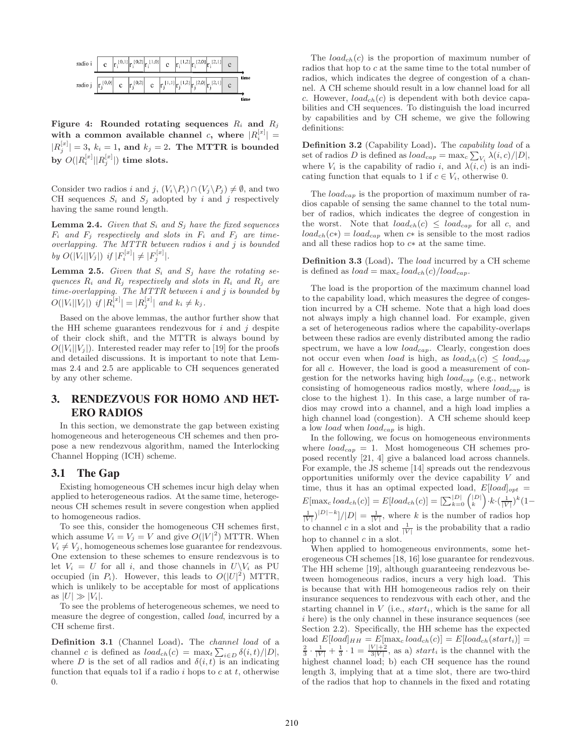Figure 4: Rounded rotating sequences $R_i$ and $R_j$ with a common available channel $c$, where $|R_i^{[x]}| = |R_j^{[x]}| = 3$, $k_i = 1$, and $k_j = 2$. The MTTR is bounded by $O(|R_i^{[x]}||R_j^{[x]}|)$ time slots.

Consider two radios $i$ and $j$, $(V_i \backslash P_i) \cap (V_j \backslash P_j) \neq \emptyset$, and two CH sequences $S_i$ and $S_j$ adopted by $i$ and $j$ respectively having the same round length.

**Lemma 2.4.** *Given that $S_i$ and $S_j$ have the fixed sequences $F_i$ and $F_j$ respectively and slots in $F_i$ and $F_j$ are time-overlapping. The MTTR between radios $i$ and $j$ is bounded by $O(|V_i||V_j|)$ if $|F_i^{[x]}| \neq |F_j^{[x]}|$.*

**Lemma 2.5.** *Given that $S_i$ and $S_j$ have the rotating sequences $R_i$ and $R_j$ respectively and slots in $R_i$ and $R_j$ are time-overlapping. The MTTR between $i$ and $j$ is bounded by $O(|V_i||V_j|)$ if $|R_i^{[x]}| = |R_j^{[x]}|$ and $k_i \neq k_j$.*

Based on the above lemmas, the author further show that the HH scheme guarantees rendezvous for $i$ and $j$ despite of their clock shift, and the MTTR is always bound by $O(|V_i||V_j|)$. Interested reader may refer to [19] for the proofs and detailed discussions. It is important to note that Lemmas 2.4 and 2.5 are applicable to CH sequences generated by any other scheme.

# 3. RENDEZVOUS FOR HOMO AND HETERO RADIOS

In this section, we demonstrate the gap between existing homogeneous and heterogeneous CH schemes and then propose a new rendezvous algorithm, named the Interlocking Channel Hopping (ICH) scheme.

## 3.1 The Gap

Existing homogeneous CH schemes incur high delay when applied to heterogeneous radios. At the same time, heterogeneous CH schemes result in severe congestion when applied to homogeneous radios.

To see this, consider the homogeneous CH schemes first, which assume $V_i = V_j = V$ and give $O(|V|^2)$ MTTR. When $V_i \neq V_j$, homogeneous schemes lose guarantee for rendezvous. One extension to these schemes to ensure rendezvous is to let $V_i = U$ for all $i$, and those channels in $U \backslash V_i$ as PU occupied (in $P_i$). However, this leads to $O(|U|^2)$ MTTR, which is unlikely to be acceptable for most of applications as $|U| \gg |V_i|$.

To see the problems of heterogeneous schemes, we need to measure the degree of congestion, called *load*, incurred by a CH scheme first.

**Definition 3.1** (Channel Load)**.** The *channel load* of a channel $c$ is defined as $load_{ch}(c) = \max_t \sum_{i \in D} \delta(i,t)/|D|$, where $D$ is the set of all radios and $\delta(i,t)$ is an indicating function that equals to1 if a radio $i$ hops to $c$ at $t$, otherwise 0.

The $load_{ch}(c)$ is the proportion of maximum number of radios that hop to $c$ at the same time to the total number of radios, which indicates the degree of congestion of a channel. A CH scheme should result in a low channel load for all $c$. However, $load_{ch}(c)$ is dependent with both device capabilities and CH sequences. To distinguish the load incurred by capabilities and by CH scheme, we give the following definitions:

**Definition 3.2** (Capability Load)**.** The *capability load* of a set of radios $D$ is defined as $load_{cap} = \max_c \sum_{V_i} \lambda(i,c)/|D|$, where $V_i$ is the capability of radio $i$, and $\lambda(i,c)$ is an indicating function that equals to 1 if $c \in V_i$, otherwise 0.

The $load_{cap}$ is the proportion of maximum number of radios capable of sensing the same channel to the total number of radios, which indicates the degree of congestion in the worst. Note that $load_{ch}(c) \leq load_{cap}$ for all $c$, and $load_{ch}(c*) = load_{cap}$ when $c*$ is sensible to the most radios and all these radios hop to $c*$ at the same time.

**Definition 3.3** (Load)**.** The *load* incurred by a CH scheme is defined as $load = \max_c load_{ch}(c)/load_{cap}$.

The load is the proportion of the maximum channel load to the capability load, which measures the degree of congestion incurred by a CH scheme. Note that a high load does not always imply a high channel load. For example, given a set of heterogeneous radios where the capability-overlaps between these radios are evenly distributed among the radio spectrum, we have a low $load_{cap}$. Clearly, congestion does not occur even when *load* is high, as $load_{ch}(c) \leq load_{cap}$ for all $c$. However, the load is good a measurement of congestion for the networks having high $load_{cap}$ (e.g., network consisting of homogeneous radios mostly, where $load_{cap}$ is close to the highest 1). In this case, a large number of radios may crowd into a channel, and a high load implies a high channel load (congestion). A CH scheme should keep a low *load* when $load_{cap}$ is high.

In the following, we focus on homogeneous environments where $load_{cap} = 1$. Most homogeneous CH schemes proposed recently [21, 4] give a balanced load across channels. For example, the JS scheme [14] spreads out the rendezvous opportunities uniformly over the device capability $V$ and time, thus it has an optimal expected load, $E[load]_{opt} = E[\max_c load_{ch}(c)] = E[load_{ch}(c)] = [\sum_{k=0}^{|D|} \binom{|D|}{k} \cdot k \cdot (\frac{1}{|V|})^k (1 - \frac{1}{|V|})^{|D|-k}]/|D| = \frac{1}{|V|}$, where $k$ is the number of radios hop to channel $c$ in a slot and $\frac{1}{|V|}$ is the probability that a radio hop to channel $c$ in a slot.

When applied to homogeneous environments, some heterogeneous CH schemes [18, 16] lose guarantee for rendezvous. The HH scheme [19], although guaranteeing rendezvous between homogeneous radios, incurs a very high load. This is because that with HH homogeneous radios rely on their insurance sequences to rendezvous with each other, and the starting channel in $V$ (i.e., $start_i$, which is the same for all $i$ here) is the only channel in these insurance sequences (see Section 2.2). Specifically, the HH scheme has the expected load $E[load]_{HH} = E[\max_c load_{ch}(c)] = E[load_{ch}(start_i)] = \frac{2}{3} \cdot \frac{1}{|V|} + \frac{1}{3} \cdot 1 = \frac{|V|+2}{3|V|}$, as a) $start_i$ is the channel with the highest channel load; b) each CH sequence has the round length 3, implying that at a time slot, there are two-third of the radios that hop to channels in the fixed and rotating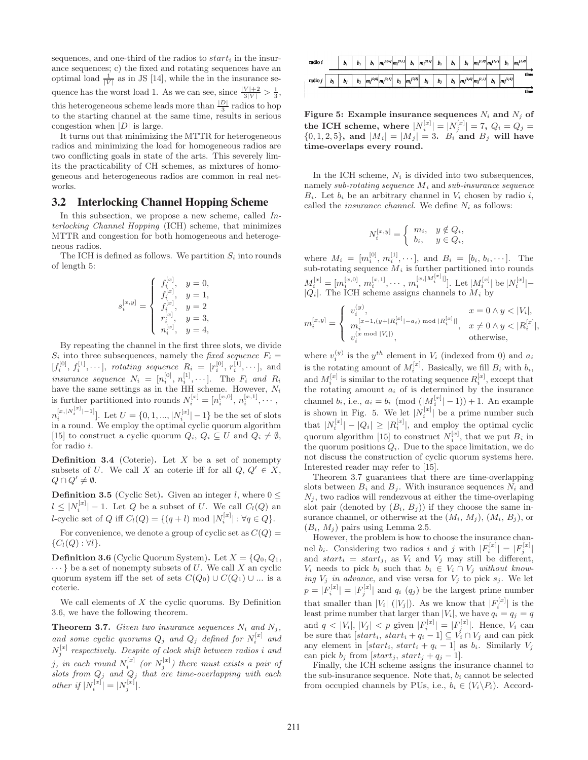sequences, and one-third of the radios to $start_i$ in the insurance sequences; c) the fixed and rotating sequences have an optimal load $\frac{1}{|V|}$ as in JS [14], while the in the insurance sequence has the worst load 1. As we can see, since $\frac{|V|+2}{3|V|} > \frac{1}{3}$, this heterogeneous scheme leads more than $\frac{|D|}{3}$ radios to hop to the starting channel at the same time, results in serious congestion when $|D|$ is large.

It turns out that minimizing the MTTR for heterogeneous radios and minimizing the load for homogeneous radios are two conflicting goals in state of the arts. This severely limits the practicability of CH schemes, as mixtures of homogeneous and heterogeneous radios are common in real networks.

## 3.2 Interlocking Channel Hopping Scheme

In this subsection, we propose a new scheme, called *Interlocking Channel Hopping* (ICH) scheme, that minimizes MTTR and congestion for both homogeneous and heterogeneous radios.

The ICH is defined as follows. We partition $S_i$ into rounds of length 5:

$$s_i^{[x,y]} = \begin{cases} f_i^{[x]}, & y = 0, \\ f_i^{[x]}, & y = 1, \\ f_i^{[x]}, & y = 2 \\ r_i^{[x]}, & y = 3, \\ n_i^{[x]}, & y = 4, \end{cases}$$

By repeating the channel in the first three slots, we divide $S_i$ into three subsequences, namely the *fixed sequence* $F_i = [f_i^{[0]}, f_i^{[1]}, \cdots]$, *rotating sequence* $R_i = [r_i^{[0]}, r_i^{[1]}, \cdots]$, and *insurance sequence* $N_i = [n_i^{[0]}, n_i^{[1]}, \cdots]$. The $F_i$ *and* $R_i$ have the same settings as in the HH scheme. However, $N_i$ is further partitioned into rounds $N_i^{[x]} = [n_i^{[x,0]}, n_i^{[x,1]}, \cdots, n_i^{[x,|N_i^{[x]}|-1]}]$. Let $U = \{0, 1, ..., |N_i^{[x]}| - 1\}$ be the set of slots in a round. We employ the optimal cyclic quorum algorithm [15] to construct a cyclic quorum $Q_i$, $Q_i \subseteq U$ and $Q_i \neq \emptyset$, for radio $i$.

**Definition 3.4** (Coterie)**.** Let $X$ be a set of nonempty subsets of $U$. We call $X$ an coterie iff for all $Q, Q' \in X$, $Q \cap Q' \neq \emptyset$.

**Definition 3.5** (Cyclic Set)**.** Given an integer $l$, where $0 \leq l \leq |N_i^{[x]}| - 1$. Let $Q$ be a subset of $U$. We call $C_l(Q)$ an $l$-cyclic set of $Q$ iff $C_l(Q) = \{(q + l) \bmod |N_i^{[x]}| : \forall q \in Q\}$.

For convenience, we denote a group of cyclic set as $C(Q) = \{C_l(Q) : \forall l\}$.

**Definition 3.6** (Cyclic Quorum System)**.** Let $X = \{Q_0, Q_1, \cdots\}$ be a set of nonempty subsets of $U$. We call $X$ an cyclic quorum system iff the set of sets $C(Q_0) \cup C(Q_1) \cup ...$ is a coterie.

We call elements of $X$ the cyclic quorums. By Definition 3.6, we have the following theorem.

**Theorem 3.7.** *Given two insurance sequences $N_i$ and $N_j$, and some cyclic quorums $Q_j$ and $Q_j$ defined for $N_i^{[x]}$ and $N_j^{[x]}$ respectively. Despite of clock shift between radios $i$ and $j$, in each round $N_i^{[x]}$ (or $N_j^{[x]}$) there must exists a pair of slots from $Q_j$ and $Q_j$ that are time-overlapping with each other if $|N_i^{[x]}| = |N_j^{[x]}|$.*

**Figure 5: Example insurance sequences $N_i$ and $N_j$ of the ICH scheme, where $|N_i^{[x]}| = |N_j^{[x]}| = 7$, $Q_i = Q_j = \{0, 1, 2, 5\}$, and $|M_i| = |M_j| = 3$. $B_i$ and $B_j$ will have time-overlaps every round.**

In the ICH scheme, $N_i$ is divided into two subsequences, namely *sub-rotating sequence* $M_i$ and *sub-insurance sequence* $B_i$. Let $b_i$ be an arbitrary channel in $V_i$ chosen by radio $i$, called the *insurance channel*. We define $N_i$ as follows:

$$N_i^{[x,y]} = \begin{cases} m_i, & y \notin Q_i, \\ b_i, & y \in Q_i, \end{cases}$$

where $M_i = [m_i^{[0]}, m_i^{[1]}, \cdots]$, and $B_i = [b_i, b_i, \cdots]$. The sub-rotating sequence $M_i$ is further partitioned into rounds $M_i^{[x]} = [m_i^{[x,0]}, m_i^{[x,1]}, \cdots, m_i^{[x,|M_i^{[x]}|]}]$. Let $|M_i^{[x]}|$ be $|N_i^{[x]}| - |Q_i|$. The ICH scheme assigns channels to $M_i$ by

$$m_i^{[x,y]} = \begin{cases} v_i^{(y)}, & x = 0 \wedge y < |V_i|, \\ m_i^{[x-1,(y+|R_i^{[x]}|-a_i) \bmod |R_i^{[x]}|]}, & x \neq 0 \wedge y < |R_i^{[x]}|, \\ v_i^{(x \bmod |V_i|)}, & \text{otherwise}, \end{cases}$$

where $v_i^{(y)}$ is the $y^{th}$ element in $V_i$ (indexed from 0) and $a_i$ is the rotating amount of $M_i^{[x]}$. Basically, we fill $B_i$ with $b_i$, and $M_i^{[x]}$ is similar to the rotating sequence $R_i^{[x]}$, except that the rotating amount $a_i$ of is determined by the insurance channel $b_i$, i.e., $a_i = b_i \pmod{(|M_i^{[x]}| - 1)} + 1$. An example is shown in Fig. 5. We let $|N_i^{[x]}|$ be a prime number such that $|N_i^{[x]}| - |Q_i| \geq |R_i^{[x]}|$, and employ the optimal cyclic quorum algorithm [15] to construct $N_i^{[x]}$, that we put $B_i$ in the quorum positions $Q_i$. Due to the space limitation, we do not discuss the construction of cyclic quorum systems here. Interested reader may refer to [15].

Theorem 3.7 guarantees that there are time-overlapping slots between $B_i$ and $B_j$. With insurance sequences $N_i$ and $N_j$, two radios will rendezvous at either the time-overlaping slot pair (denoted by $(B_i, B_j)$) if they choose the same insurance channel, or otherwise at the $(M_i, M_j)$, $(M_i, B_j)$, or $(B_i, M_j)$ pairs using Lemma 2.5.

However, the problem is how to choose the insurance channel $b_i$. Considering two radios $i$ and $j$ with $|F_i^{[x]}| = |F_j^{[x]}|$ and $start_i = start_j$, as $V_i$ and $V_j$ may still be different, $V_i$ needs to pick $b_i$ such that $b_i \in V_i \cap V_j$ *without knowing $V_j$ in advance*, and vise versa for $V_j$ to pick $s_j$. We let $p = |F_i^{[x]}| = |F_j^{[x]}|$ and $q_i$ ($q_j$) be the largest prime number that smaller than $|V_i|$ ($|V_j|$). As we know that $|F_i^{[x]}|$ is the least prime number that larger than $|V_i|$, we have $q_i = q_j = q$ and $q < |V_i|, |V_j| < p$ given $|F_i^{[x]}| = |F_j^{[x]}|$. Hence, $V_i$ can be sure that $[start_i, start_i + q_i - 1] \subseteq V_i \cap V_j$ and can pick any element in $[start_i, start_i + q_i - 1]$ as $b_i$. Similarly $V_j$ can pick $b_j$ from $[start_j, start_j + q_j - 1]$.

Finally, the ICH scheme assigns the insurance channel to the sub-insurance sequence. Note that, $b_i$ cannot be selected from occupied channels by PUs, i.e., $b_i \in (V_i \backslash P_i)$. Accord-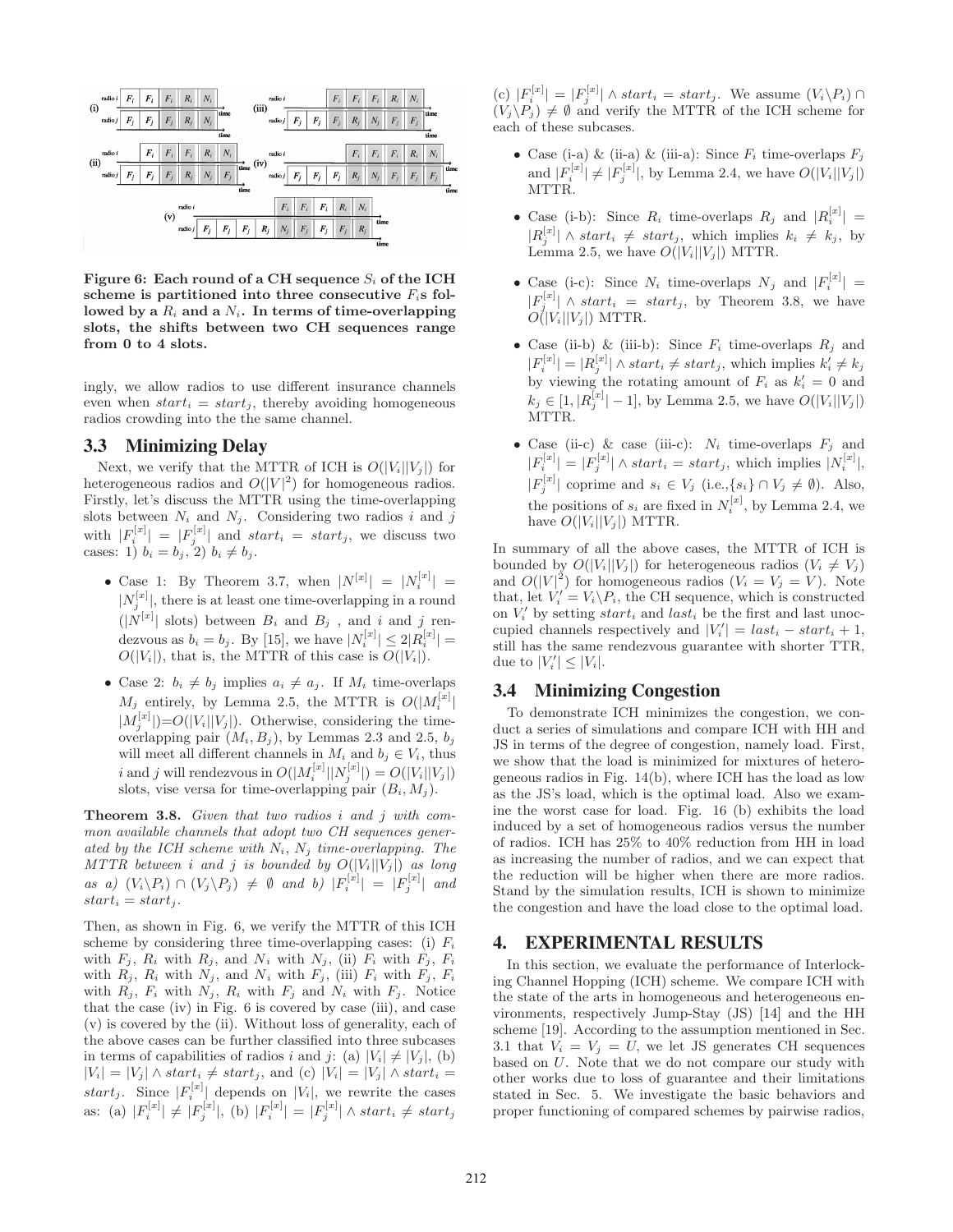Figure 6: Each round of a CH sequence $S_i$ of the ICH scheme is partitioned into three consecutive $F_i$s followed by a $R_i$ and a $N_i$. In terms of time-overlapping slots, the shifts between two CH sequences range from 0 to 4 slots.

ingly, we allow radios to use different insurance channels even when $start_i = start_j$, thereby avoiding homogeneous radios crowding into the the same channel.

## 3.3 Minimizing Delay

Next, we verify that the MTTR of ICH is $O(|V_i||V_j|)$ for heterogeneous radios and $O(|V|^2)$ for homogeneous radios. Firstly, let's discuss the MTTR using the time-overlapping slots between $N_i$ and $N_j$. Considering two radios $i$ and $j$ with $|F_i^{[x]}| = |F_j^{[x]}|$ and $start_i = start_j$, we discuss two cases: 1) $b_i = b_j$, 2) $b_i \neq b_j$.

- Case 1: By Theorem 3.7, when $|N^{[x]}| = |N_i^{[x]}| = |N_j^{[x]}|$, there is at least one time-overlapping in a round ($|N^{[x]}|$ slots) between $B_i$ and $B_j$ , and $i$ and $j$ rendezvous as $b_i = b_j$. By [15], we have $|N_i^{[x]}| \leq 2|R_i^{[x]}| = O(|V_i|)$, that is, the MTTR of this case is $O(|V_i|)$.
- Case 2: $b_i \neq b_j$ implies $a_i \neq a_j$. If $M_i$ time-overlaps $M_j$ entirely, by Lemma 2.5, the MTTR is $O(|M_i^{[x]}||M_j^{[x]}|)$=$O(|V_i||V_j|)$. Otherwise, considering the time-overlapping pair $(M_i, B_j)$, by Lemmas 2.3 and 2.5, $b_j$ will meet all different channels in $M_i$ and $b_j \in V_i$, thus $i$ and $j$ will rendezvous in $O(|M_i^{[x]}||N_j^{[x]}|) = O(|V_i||V_j|)$ slots, vise versa for time-overlapping pair $(B_i, M_j)$.

**Theorem 3.8.** *Given that two radios $i$ and $j$ with common available channels that adopt two CH sequences generated by the ICH scheme with $N_i$, $N_j$ time-overlapping. The MTTR between $i$ and $j$ is bounded by $O(|V_i||V_j|)$ as long as a) $(V_i\backslash P_i) \cap (V_j\backslash P_j) \neq \emptyset$ and b) $|F_i^{[x]}| = |F_j^{[x]}|$ and $start_i = start_j$.*

Then, as shown in Fig. 6, we verify the MTTR of this ICH scheme by considering three time-overlapping cases: (i) $F_i$ with $F_j$, $R_i$ with $R_j$, and $N_i$ with $N_j$, (ii) $F_i$ with $F_j$, $F_i$ with $R_j$, $R_i$ with $N_j$, and $N_i$ with $F_j$, (iii) $F_i$ with $F_j$, $F_i$ with $R_j$, $F_i$ with $N_j$, $R_i$ with $F_j$ and $N_i$ with $F_j$. Notice that the case (iv) in Fig. 6 is covered by case (iii), and case (v) is covered by the (ii). Without loss of generality, each of the above cases can be further classified into three subcases in terms of capabilities of radios $i$ and $j$: (a) $|V_i| \neq |V_j|$, (b) $|V_i| = |V_j| \wedge start_i \neq start_j$, and (c) $|V_i| = |V_j| \wedge start_i = start_j$. Since $|F_i^{[x]}|$ depends on $|V_i|$, we rewrite the cases as: (a) $|F_i^{[x]}| \neq |F_j^{[x]}|$, (b) $|F_i^{[x]}| = |F_j^{[x]}| \wedge start_i \neq start_j$ (c) $|F_i^{[x]}| = |F_j^{[x]}| \wedge start_i = start_j$. We assume $(V_i\backslash P_i) \cap (V_j\backslash P_j) \neq \emptyset$ and verify the MTTR of the ICH scheme for each of these subcases.

- Case (i-a) & (ii-a) & (iii-a): Since $F_i$ time-overlaps $F_j$ and $|F_i^{[x]}| \neq |F_j^{[x]}|$, by Lemma 2.4, we have $O(|V_i||V_j|)$ MTTR.
- Case (i-b): Since $R_i$ time-overlaps $R_j$ and $|R_i^{[x]}| = |R_j^{[x]}| \wedge start_i \neq start_j$, which implies $k_i \neq k_j$, by Lemma 2.5, we have $O(|V_i||V_j|)$ MTTR.
- Case (i-c): Since $N_i$ time-overlaps $N_j$ and $|F_i^{[x]}| = |F_j^{[x]}| \wedge start_i = start_j$, by Theorem 3.8, we have $O(|V_i||V_j|)$ MTTR.
- Case (ii-b) & (iii-b): Since $F_i$ time-overlaps $R_j$ and $|F_i^{[x]}| = |R_j^{[x]}| \wedge start_i \neq start_j$, which implies $k_i' \neq k_j$ by viewing the rotating amount of $F_i$ as $k_i' = 0$ and $k_j \in [1, |R_j^{[x]}| - 1]$, by Lemma 2.5, we have $O(|V_i||V_j|)$ MTTR.
- Case (ii-c) & case (iii-c): $N_i$ time-overlaps $F_j$ and $|F_i^{[x]}| = |F_j^{[x]}| \wedge start_i = start_j$, which implies $|N_i^{[x]}|$, $|F_j^{[x]}|$ coprime and $s_i \in V_j$ (i.e.,$\{s_i\} \cap V_j \neq \emptyset$). Also, the positions of $s_i$ are fixed in $N_i^{[x]}$, by Lemma 2.4, we have $O(|V_i||V_j|)$ MTTR.

In summary of all the above cases, the MTTR of ICH is bounded by $O(|V_i||V_j|)$ for heterogeneous radios ($V_i \neq V_j$) and $O(|V|^2)$ for homogeneous radios ($V_i = V_j = V$). Note that, let $V_i' = V_i\backslash P_i$, the CH sequence, which is constructed on $V_i'$ by setting $start_i$ and $last_i$ be the first and last unoccupied channels respectively and $|V_i'| = last_i - start_i + 1$, still has the same rendezvous guarantee with shorter TTR, due to $|V_i'| \leq |V_i|$.

## 3.4 Minimizing Congestion

To demonstrate ICH minimizes the congestion, we conduct a series of simulations and compare ICH with HH and JS in terms of the degree of congestion, namely load. First, we show that the load is minimized for mixtures of heterogeneous radios in Fig. 14(b), where ICH has the load as low as the JS's load, which is the optimal load. Also we examine the worst case for load. Fig. 16 (b) exhibits the load induced by a set of homogeneous radios versus the number of radios. ICH has 25% to 40% reduction from HH in load as increasing the number of radios, and we can expect that the reduction will be higher when there are more radios. Stand by the simulation results, ICH is shown to minimize the congestion and have the load close to the optimal load.

# 4. EXPERIMENTAL RESULTS

In this section, we evaluate the performance of Interlocking Channel Hopping (ICH) scheme. We compare ICH with the state of the arts in homogeneous and heterogeneous environments, respectively Jump-Stay (JS) [14] and the HH scheme [19]. According to the assumption mentioned in Sec. 3.1 that $V_i = V_j = U$, we let JS generates CH sequences based on $U$. Note that we do not compare our study with other works due to loss of guarantee and their limitations stated in Sec. 5. We investigate the basic behaviors and proper functioning of compared schemes by pairwise radios,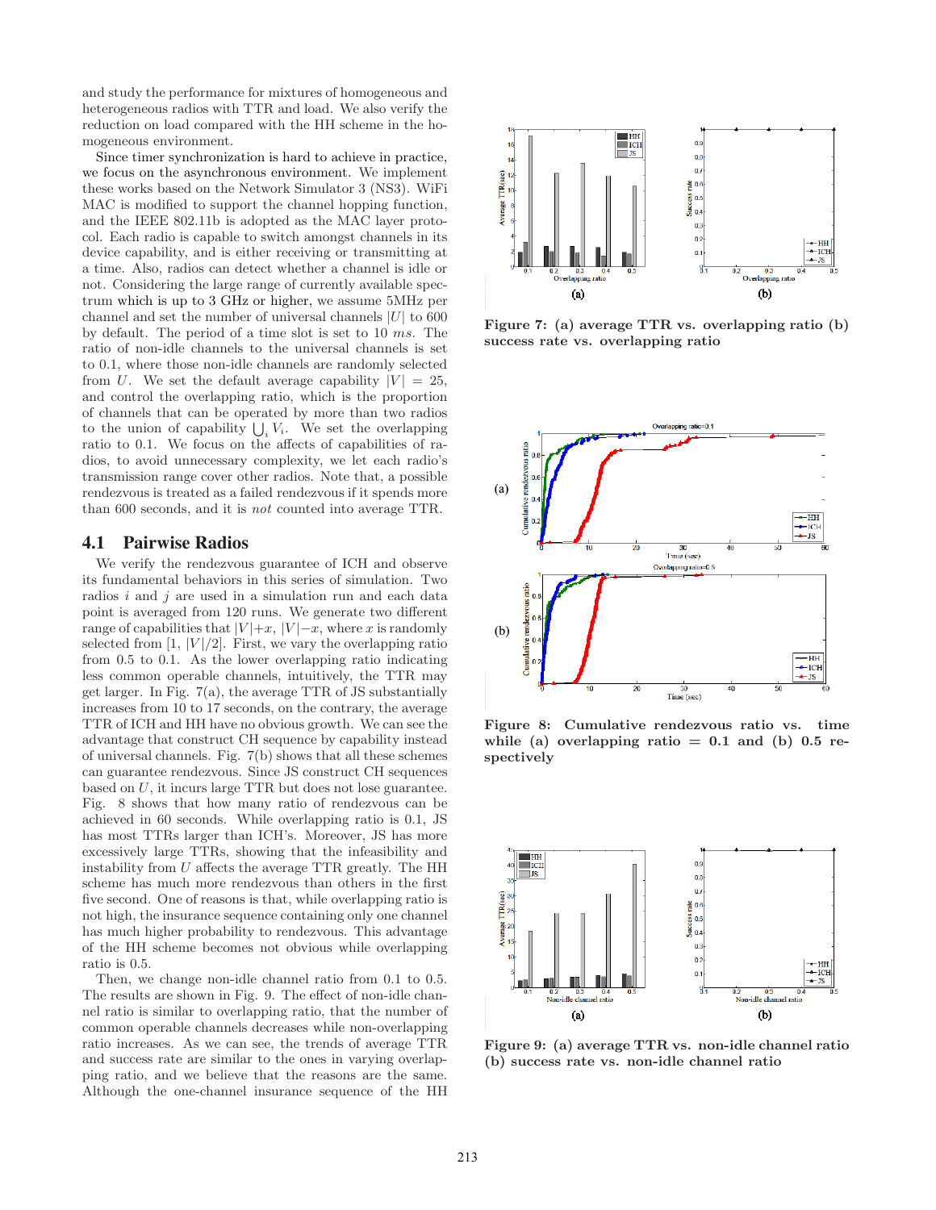and study the performance for mixtures of homogeneous and heterogeneous radios with TTR and load. We also verify the reduction on load compared with the HH scheme in the homogeneous environment.

Since timer synchronization is hard to achieve in practice, we focus on the asynchronous environment. We implement these works based on the Network Simulator 3 (NS3). WiFi MAC is modified to support the channel hopping function, and the IEEE 802.11b is adopted as the MAC layer protocol. Each radio is capable to switch amongst channels in its device capability, and is either receiving or transmitting at a time. Also, radios can detect whether a channel is idle or not. Considering the large range of currently available spectrum which is up to 3 GHz or higher, we assume 5MHz per channel and set the number of universal channels $|U|$ to 600 by default. The period of a time slot is set to 10 $ms$. The ratio of non-idle channels to the universal channels is set to 0.1, where those non-idle channels are randomly selected from $U$. We set the default average capability $|V| = 25$, and control the overlapping ratio, which is the proportion of channels that can be operated by more than two radios to the union of capability $\bigcup_i V_i$. We set the overlapping ratio to 0.1. We focus on the affects of capabilities of radios, to avoid unnecessary complexity, we let each radio's transmission range cover other radios. Note that, a possible rendezvous is treated as a failed rendezvous if it spends more than 600 seconds, and it is *not* counted into average TTR.

## 4.1 Pairwise Radios

We verify the rendezvous guarantee of ICH and observe its fundamental behaviors in this series of simulation. Two radios $i$ and $j$ are used in a simulation run and each data point is averaged from 120 runs. We generate two different range of capabilities that $|V|+x$, $|V|-x$, where $x$ is randomly selected from $[1, |V|/2]$. First, we vary the overlapping ratio from 0.5 to 0.1. As the lower overlapping ratio indicating less common operable channels, intuitively, the TTR may get larger. In Fig. 7(a), the average TTR of JS substantially increases from 10 to 17 seconds, on the contrary, the average TTR of ICH and HH have no obvious growth. We can see the advantage that construct CH sequence by capability instead of universal channels. Fig. 7(b) shows that all these schemes can guarantee rendezvous. Since JS construct CH sequences based on $U$, it incurs large TTR but does not lose guarantee. Fig. 8 shows that how many ratio of rendezvous can be achieved in 60 seconds. While overlapping ratio is 0.1, JS has most TTRs larger than ICH's. Moreover, JS has more excessively large TTRs, showing that the infeasibility and instability from $U$ affects the average TTR greatly. The HH scheme has much more rendezvous than others in the first five second. One of reasons is that, while overlapping ratio is not high, the insurance sequence containing only one channel has much higher probability to rendezvous. This advantage of the HH scheme becomes not obvious while overlapping ratio is 0.5.

Then, we change non-idle channel ratio from 0.1 to 0.5. The results are shown in Fig. 9. The effect of non-idle channel ratio is similar to overlapping ratio, that the number of common operable channels decreases while non-overlapping ratio increases. As we can see, the trends of average TTR and success rate are similar to the ones in varying overlapping ratio, and we believe that the reasons are the same. Although the one-channel insurance sequence of the HH

**Figure 7: (a) average TTR vs. overlapping ratio (b) success rate vs. overlapping ratio**

**Figure 8: Cumulative rendezvous ratio vs. time while (a) overlapping ratio = 0.1 and (b) 0.5 respectively**

**Figure 9: (a) average TTR vs. non-idle channel ratio (b) success rate vs. non-idle channel ratio**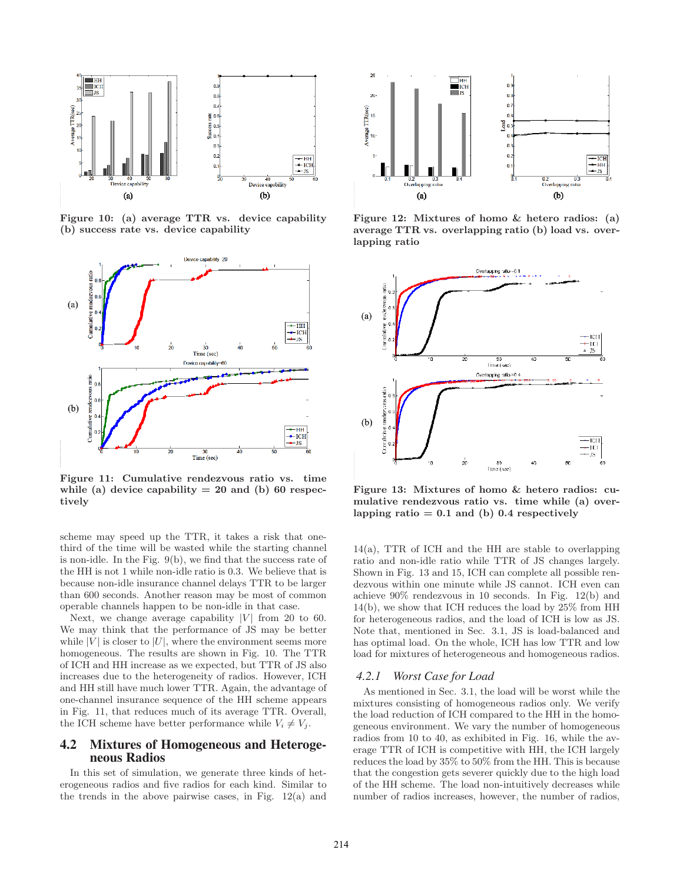Figure 10: (a) average TTR vs. device capability (b) success rate vs. device capability

Figure 11: Cumulative rendezvous ratio vs. time while (a) device capability = 20 and (b) 60 respectively

scheme may speed up the TTR, it takes a risk that one-third of the time will be wasted while the starting channel is non-idle. In the Fig. 9(b), we find that the success rate of the HH is not 1 while non-idle ratio is 0.3. We believe that is because non-idle insurance channel delays TTR to be larger than 600 seconds. Another reason may be most of common operable channels happen to be non-idle in that case.

Next, we change average capability $|V|$ from 20 to 60. We may think that the performance of JS may be better while $|V|$ is closer to $|U|$, where the environment seems more homogeneous. The results are shown in Fig. 10. The TTR of ICH and HH increase as we expected, but TTR of JS also increases due to the heterogeneity of radios. However, ICH and HH still have much lower TTR. Again, the advantage of one-channel insurance sequence of the HH scheme appears in Fig. 11, that reduces much of its average TTR. Overall, the ICH scheme have better performance while $V_i \neq V_j$.

## 4.2 Mixtures of Homogeneous and Heterogeneous Radios

In this set of simulation, we generate three kinds of heterogeneous radios and five radios for each kind. Similar to the trends in the above pairwise cases, in Fig. 12(a) and 14(a), TTR of ICH and the HH are stable to overlapping ratio and non-idle ratio while TTR of JS changes largely. Shown in Fig. 13 and 15, ICH can complete all possible rendezvous within one minute while JS cannot. ICH even can achieve 90% rendezvous in 10 seconds. In Fig. 12(b) and 14(b), we show that ICH reduces the load by 25% from HH for heterogeneous radios, and the load of ICH is low as JS. Note that, mentioned in Sec. 3.1, JS is load-balanced and has optimal load. On the whole, ICH has low TTR and low load for mixtures of heterogeneous and homogeneous radios.

Figure 12: Mixtures of homo & hetero radios: (a) average TTR vs. overlapping ratio (b) load vs. overlapping ratio

Figure 13: Mixtures of homo & hetero radios: cumulative rendezvous ratio vs. time while (a) overlapping ratio = 0.1 and (b) 0.4 respectively

### 4.2.1 *Worst Case for Load*

As mentioned in Sec. 3.1, the load will be worst while the mixtures consisting of homogeneous radios only. We verify the load reduction of ICH compared to the HH in the homogeneous environment. We vary the number of homogeneous radios from 10 to 40, as exhibited in Fig. 16, while the average TTR of ICH is competitive with HH, the ICH largely reduces the load by 35% to 50% from the HH. This is because that the congestion gets severer quickly due to the high load of the HH scheme. The load non-intuitively decreases while number of radios increases, however, the number of radios,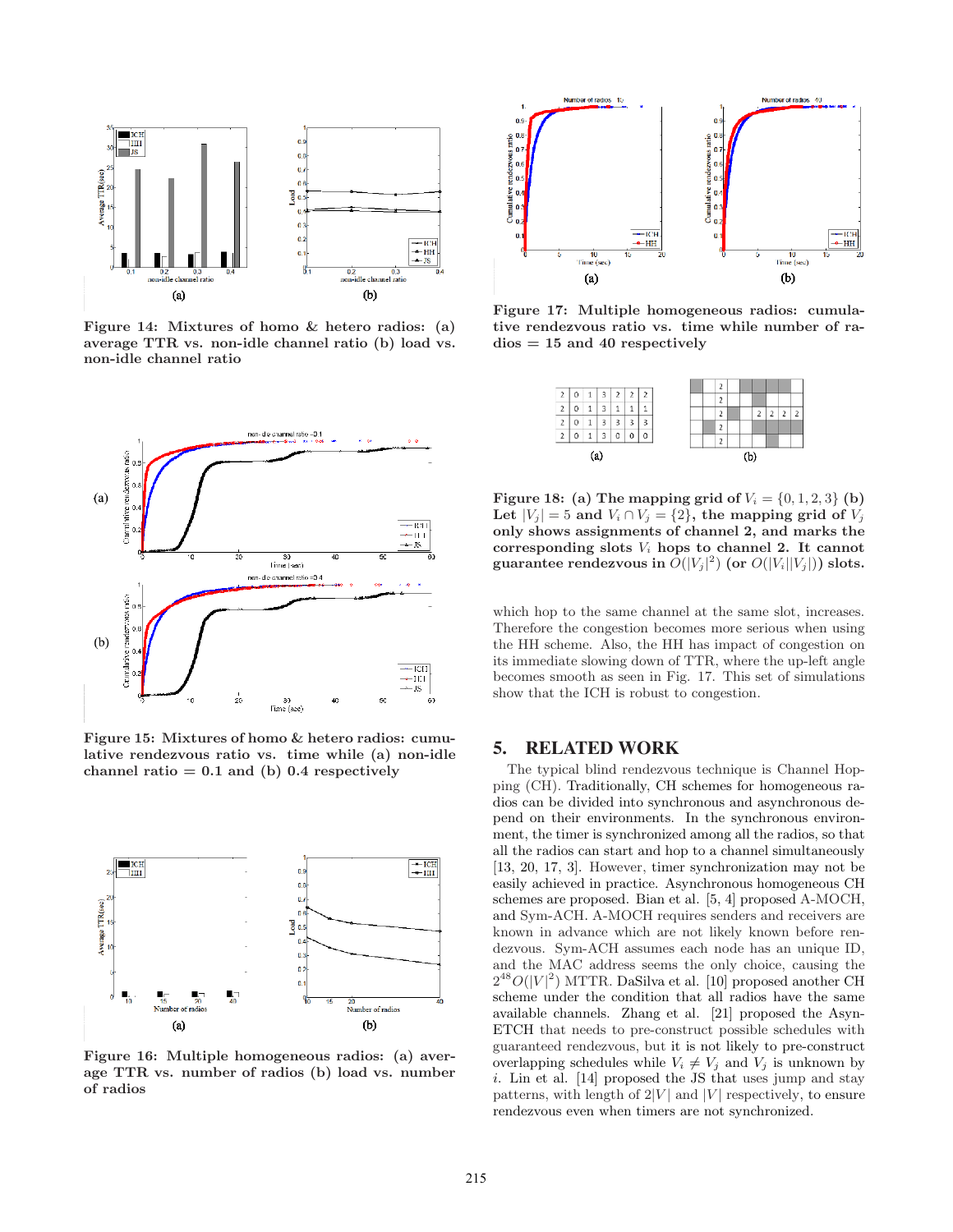Figure 14: Mixtures of homo & hetero radios: (a) average TTR vs. non-idle channel ratio (b) load vs. non-idle channel ratio

Figure 15: Mixtures of homo & hetero radios: cumulative rendezvous ratio vs. time while (a) non-idle channel ratio = 0.1 and (b) 0.4 respectively

Figure 16: Multiple homogeneous radios: (a) average TTR vs. number of radios (b) load vs. number of radios

Figure 17: Multiple homogeneous radios: cumulative rendezvous ratio vs. time while number of radios = 15 and 40 respectively

| 2 | 0 | 1 | 3 | 2 | 2 | 2 |
|---|---|---|---|---|---|---|
| 2 | 0 | 1 | 3 | 1 | 1 | 1 |
| 2 | 0 | 1 | 3 | 3 | 3 | 3 |
| 2 | 0 | 1 | 3 | 0 | 0 | 0 |

(a)

| | 2 | | | | | |
|---|---|---|---|---|---|---|
| | 2 | | | | | |
| | 2 | | | 2 | 2 | 2 | 2 |
| | 2 | | | | | |
| | 2 | | | | | |

(b)

Figure 18: (a) The mapping grid of $V_i = \{0, 1, 2, 3\}$ (b) Let $|V_j| = 5$ and $V_i \cap V_j = \{2\}$, the mapping grid of $V_j$ only shows assignments of channel 2, and marks the corresponding slots $V_i$ hops to channel 2. It cannot guarantee rendezvous in $O(|V_j|^2)$ (or $O(|V_i||V_j|)$) slots.

which hop to the same channel at the same slot, increases. Therefore the congestion becomes more serious when using the HH scheme. Also, the HH has impact of congestion on its immediate slowing down of TTR, where the up-left angle becomes smooth as seen in Fig. 17. This set of simulations show that the ICH is robust to congestion.

## 5. RELATED WORK

The typical blind rendezvous technique is Channel Hopping (CH). Traditionally, CH schemes for homogeneous radios can be divided into synchronous and asynchronous depend on their environments. In the synchronous environment, the timer is synchronized among all the radios, so that all the radios can start and hop to a channel simultaneously [13, 20, 17, 3]. However, timer synchronization may not be easily achieved in practice. Asynchronous homogeneous CH schemes are proposed. Bian et al. [5, 4] proposed A-MOCH, and Sym-ACH. A-MOCH requires senders and receivers are known in advance which are not likely known before rendezvous. Sym-ACH assumes each node has an unique ID, and the MAC address seems the only choice, causing the $2^{48}O(|V|^2)$ MTTR. DaSilva et al. [10] proposed another CH scheme under the condition that all radios have the same available channels. Zhang et al. [21] proposed the Asyn-ETCH that needs to pre-construct possible schedules with guaranteed rendezvous, but it is not likely to pre-construct overlapping schedules while $V_i \neq V_j$ and $V_j$ is unknown by $i$. Lin et al. [14] proposed the JS that uses jump and stay patterns, with length of $2|V|$ and $|V|$ respectively, to ensure rendezvous even when timers are not synchronized.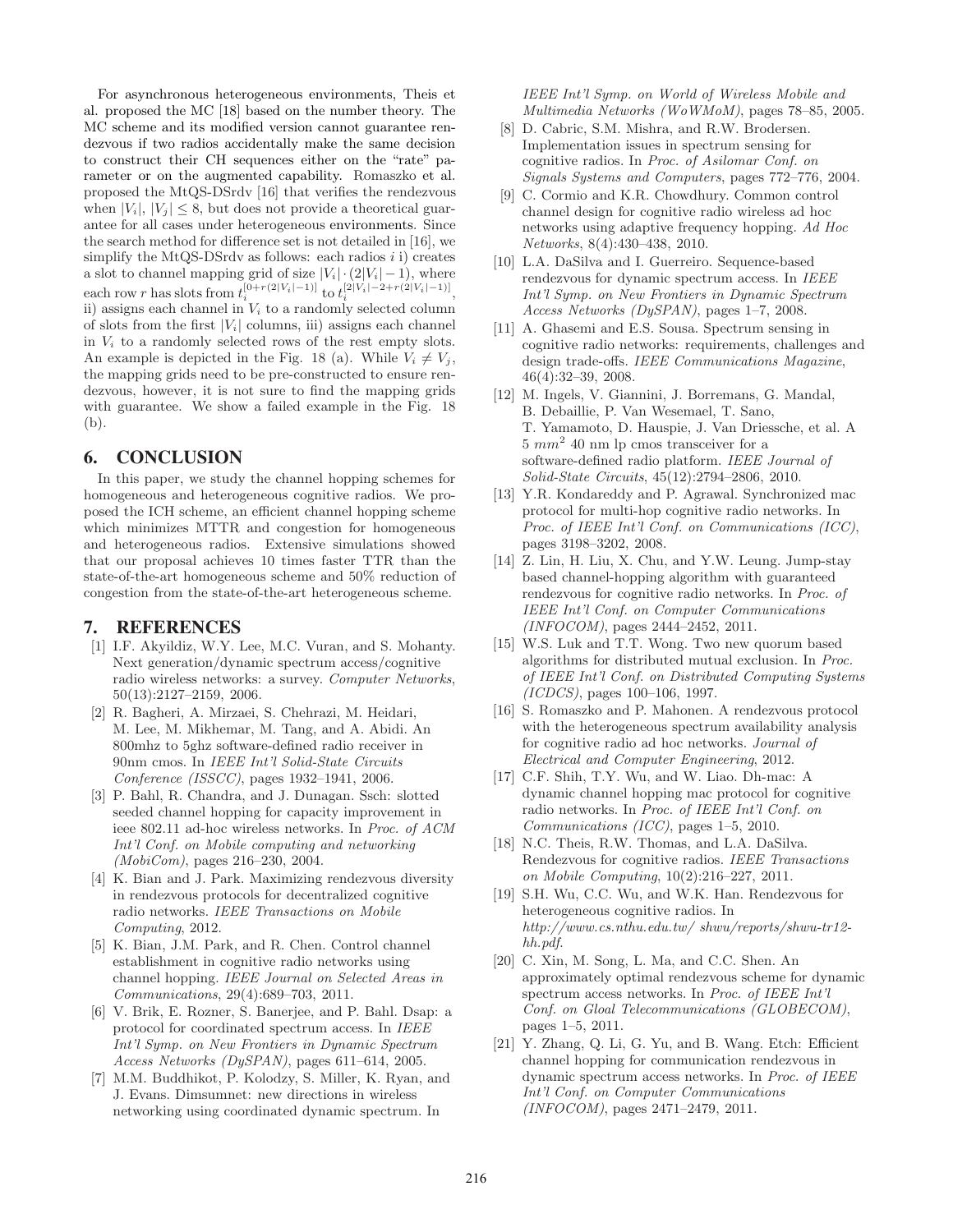For asynchronous heterogeneous environments, Theis et al. proposed the MC [18] based on the number theory. The MC scheme and its modified version cannot guarantee rendezvous if two radios accidentally make the same decision to construct their CH sequences either on the "rate" parameter or on the augmented capability. Romaszko et al. proposed the MtQS-DSrdv [16] that verifies the rendezvous when $|V_i|$, $|V_j| \leq 8$, but does not provide a theoretical guarantee for all cases under heterogeneous environments. Since the search method for difference set is not detailed in [16], we simplify the MtQS-DSrdv as follows: each radios $i$ i) creates a slot to channel mapping grid of size $|V_i| \cdot (2|V_i| - 1)$, where each row $r$ has slots from $t_i^{[0+r(2|V_i|-1)]}$ to $t_i^{[2|V_i|-2+r(2|V_i|-1)]}$, ii) assigns each channel in $V_i$ to a randomly selected column of slots from the first $|V_i|$ columns, iii) assigns each channel in $V_i$ to a randomly selected rows of the rest empty slots. An example is depicted in the Fig. 18 (a). While $V_i \neq V_j$, the mapping grids need to be pre-constructed to ensure rendezvous, however, it is not sure to find the mapping grids with guarantee. We show a failed example in the Fig. 18 (b).

## 6. CONCLUSION

In this paper, we study the channel hopping schemes for homogeneous and heterogeneous cognitive radios. We proposed the ICH scheme, an efficient channel hopping scheme which minimizes MTTR and congestion for homogeneous and heterogeneous radios. Extensive simulations showed that our proposal achieves 10 times faster TTR than the state-of-the-art homogeneous scheme and 50% reduction of congestion from the state-of-the-art heterogeneous scheme.

## 7. REFERENCES

[1] I.F. Akyildiz, W.Y. Lee, M.C. Vuran, and S. Mohanty. Next generation/dynamic spectrum access/cognitive radio wireless networks: a survey. *Computer Networks*, 50(13):2127–2159, 2006.

[2] R. Bagheri, A. Mirzaei, S. Chehrazi, M. Heidari, M. Lee, M. Mikhemar, M. Tang, and A. Abidi. An 800mhz to 5ghz software-defined radio receiver in 90nm cmos. In *IEEE Int'l Solid-State Circuits Conference (ISSCC)*, pages 1932–1941, 2006.

[3] P. Bahl, R. Chandra, and J. Dunagan. Ssch: slotted seeded channel hopping for capacity improvement in ieee 802.11 ad-hoc wireless networks. In *Proc. of ACM Int'l Conf. on Mobile computing and networking (MobiCom)*, pages 216–230, 2004.

[4] K. Bian and J. Park. Maximizing rendezvous diversity in rendezvous protocols for decentralized cognitive radio networks. *IEEE Transactions on Mobile Computing*, 2012.

[5] K. Bian, J.M. Park, and R. Chen. Control channel establishment in cognitive radio networks using channel hopping. *IEEE Journal on Selected Areas in Communications*, 29(4):689–703, 2011.

[6] V. Brik, E. Rozner, S. Banerjee, and P. Bahl. Dsap: a protocol for coordinated spectrum access. In *IEEE Int'l Symp. on New Frontiers in Dynamic Spectrum Access Networks (DySPAN)*, pages 611–614, 2005.

[7] M.M. Buddhikot, P. Kolodzy, S. Miller, K. Ryan, and J. Evans. Dimsumnet: new directions in wireless networking using coordinated dynamic spectrum. In *IEEE Int'l Symp. on World of Wireless Mobile and Multimedia Networks (WoWMoM)*, pages 78–85, 2005.

[8] D. Cabric, S.M. Mishra, and R.W. Brodersen. Implementation issues in spectrum sensing for cognitive radios. In *Proc. of Asilomar Conf. on Signals Systems and Computers*, pages 772–776, 2004.

[9] C. Cormio and K.R. Chowdhury. Common control channel design for cognitive radio wireless ad hoc networks using adaptive frequency hopping. *Ad Hoc Networks*, 8(4):430–438, 2010.

[10] L.A. DaSilva and I. Guerreiro. Sequence-based rendezvous for dynamic spectrum access. In *IEEE Int'l Symp. on New Frontiers in Dynamic Spectrum Access Networks (DySPAN)*, pages 1–7, 2008.

[11] A. Ghasemi and E.S. Sousa. Spectrum sensing in cognitive radio networks: requirements, challenges and design trade-offs. *IEEE Communications Magazine*, 46(4):32–39, 2008.

[12] M. Ingels, V. Giannini, J. Borremans, G. Mandal, B. Debaillie, P. Van Wesemael, T. Sano, T. Yamamoto, D. Hauspie, J. Van Driessche, et al. A 5 $mm^2$ 40 nm lp cmos transceiver for a software-defined radio platform. *IEEE Journal of Solid-State Circuits*, 45(12):2794–2806, 2010.

[13] Y.R. Kondareddy and P. Agrawal. Synchronized mac protocol for multi-hop cognitive radio networks. In *Proc. of IEEE Int'l Conf. on Communications (ICC)*, pages 3198–3202, 2008.

[14] Z. Lin, H. Liu, X. Chu, and Y.W. Leung. Jump-stay based channel-hopping algorithm with guaranteed rendezvous for cognitive radio networks. In *Proc. of IEEE Int'l Conf. on Computer Communications (INFOCOM)*, pages 2444–2452, 2011.

[15] W.S. Luk and T.T. Wong. Two new quorum based algorithms for distributed mutual exclusion. In *Proc. of IEEE Int'l Conf. on Distributed Computing Systems (ICDCS)*, pages 100–106, 1997.

[16] S. Romaszko and P. Mahonen. A rendezvous protocol with the heterogeneous spectrum availability analysis for cognitive radio ad hoc networks. *Journal of Electrical and Computer Engineering*, 2012.

[17] C.F. Shih, T.Y. Wu, and W. Liao. Dh-mac: A dynamic channel hopping mac protocol for cognitive radio networks. In *Proc. of IEEE Int'l Conf. on Communications (ICC)*, pages 1–5, 2010.

[18] N.C. Theis, R.W. Thomas, and L.A. DaSilva. Rendezvous for cognitive radios. *IEEE Transactions on Mobile Computing*, 10(2):216–227, 2011.

[19] S.H. Wu, C.C. Wu, and W.K. Han. Rendezvous for heterogeneous cognitive radios. In *http://www.cs.nthu.edu.tw/ shwu/reports/shwu-tr12-hh.pdf*.

[20] C. Xin, M. Song, L. Ma, and C.C. Shen. An approximately optimal rendezvous scheme for dynamic spectrum access networks. In *Proc. of IEEE Int'l Conf. on Gloal Telecommunications (GLOBECOM)*, pages 1–5, 2011.

[21] Y. Zhang, Q. Li, G. Yu, and B. Wang. Etch: Efficient channel hopping for communication rendezvous in dynamic spectrum access networks. In *Proc. of IEEE Int'l Conf. on Computer Communications (INFOCOM)*, pages 2471–2479, 2011.